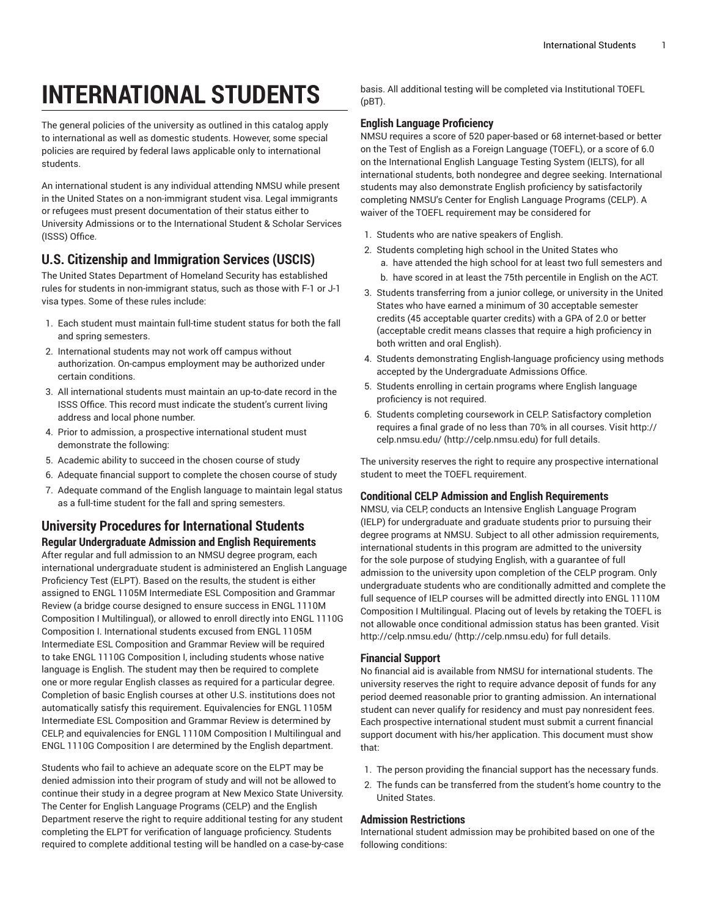# INTERNATIONAL STUDENTS

The general policies of the university as outlined in this catalog apply to international as well as domestic students. However, some special policies are required by federal laws applicable only to international students.

An international student is any individual attending NMSU while present in the United States on a non-immigrant student visa. Legal immigrants or refugees must present documentation of their status either to University Admissions or to the International Student & Scholar Services (ISSS) Office.

## U.S. Citizenship and Immigration Services (USCIS)

The United States Department of Homeland Security has established rules for students in non-immigrant status, such as those with F-1 or J-1 visa types. Some of these rules include:

1. Each student must maintain full-time student status for both the fall and spring semesters.
2. International students may not work off campus without authorization. On-campus employment may be authorized under certain conditions.
3. All international students must maintain an up-to-date record in the ISSS Office. This record must indicate the student's current living address and local phone number.
4. Prior to admission, a prospective international student must demonstrate the following:
5. Academic ability to succeed in the chosen course of study
6. Adequate financial support to complete the chosen course of study
7. Adequate command of the English language to maintain legal status as a full-time student for the fall and spring semesters.

## University Procedures for International Students

### Regular Undergraduate Admission and English Requirements

After regular and full admission to an NMSU degree program, each international undergraduate student is administered an English Language Proficiency Test (ELPT). Based on the results, the student is either assigned to ENGL 1105M Intermediate ESL Composition and Grammar Review (a bridge course designed to ensure success in ENGL 1110M Composition I Multilingual), or allowed to enroll directly into ENGL 1110G Composition I. International students excused from ENGL 1105M Intermediate ESL Composition and Grammar Review will be required to take ENGL 1110G Composition I, including students whose native language is English. The student may then be required to complete one or more regular English classes as required for a particular degree. Completion of basic English courses at other U.S. institutions does not automatically satisfy this requirement. Equivalencies for ENGL 1105M Intermediate ESL Composition and Grammar Review is determined by CELP, and equivalencies for ENGL 1110M Composition I Multilingual and ENGL 1110G Composition I are determined by the English department.

Students who fail to achieve an adequate score on the ELPT may be denied admission into their program of study and will not be allowed to continue their study in a degree program at New Mexico State University. The Center for English Language Programs (CELP) and the English Department reserve the right to require additional testing for any student completing the ELPT for verification of language proficiency. Students required to complete additional testing will be handled on a case-by-case basis. All additional testing will be completed via Institutional TOEFL (pBT).

### English Language Proficiency

NMSU requires a score of 520 paper-based or 68 internet-based or better on the Test of English as a Foreign Language (TOEFL), or a score of 6.0 on the International English Language Testing System (IELTS), for all international students, both nondegree and degree seeking. International students may also demonstrate English proficiency by satisfactorily completing NMSU's Center for English Language Programs (CELP). A waiver of the TOEFL requirement may be considered for

1. Students who are native speakers of English.
2. Students completing high school in the United States who
   a. have attended the high school for at least two full semesters and
   b. have scored in at least the 75th percentile in English on the ACT.
3. Students transferring from a junior college, or university in the United States who have earned a minimum of 30 acceptable semester credits (45 acceptable quarter credits) with a GPA of 2.0 or better (acceptable credit means classes that require a high proficiency in both written and oral English).
4. Students demonstrating English-language proficiency using methods accepted by the Undergraduate Admissions Office.
5. Students enrolling in certain programs where English language proficiency is not required.
6. Students completing coursework in CELP. Satisfactory completion requires a final grade of no less than 70% in all courses. Visit http://celp.nmsu.edu/ (http://celp.nmsu.edu) for full details.

The university reserves the right to require any prospective international student to meet the TOEFL requirement.

### Conditional CELP Admission and English Requirements

NMSU, via CELP, conducts an Intensive English Language Program (IELP) for undergraduate and graduate students prior to pursuing their degree programs at NMSU. Subject to all other admission requirements, international students in this program are admitted to the university for the sole purpose of studying English, with a guarantee of full admission to the university upon completion of the CELP program. Only undergraduate students who are conditionally admitted and complete the full sequence of IELP courses will be admitted directly into ENGL 1110M Composition I Multilingual. Placing out of levels by retaking the TOEFL is not allowable once conditional admission status has been granted. Visit http://celp.nmsu.edu/ (http://celp.nmsu.edu) for full details.

### Financial Support

No financial aid is available from NMSU for international students. The university reserves the right to require advance deposit of funds for any period deemed reasonable prior to granting admission. An international student can never qualify for residency and must pay nonresident fees. Each prospective international student must submit a current financial support document with his/her application. This document must show that:

1. The person providing the financial support has the necessary funds.
2. The funds can be transferred from the student's home country to the United States.

### Admission Restrictions

International student admission may be prohibited based on one of the following conditions: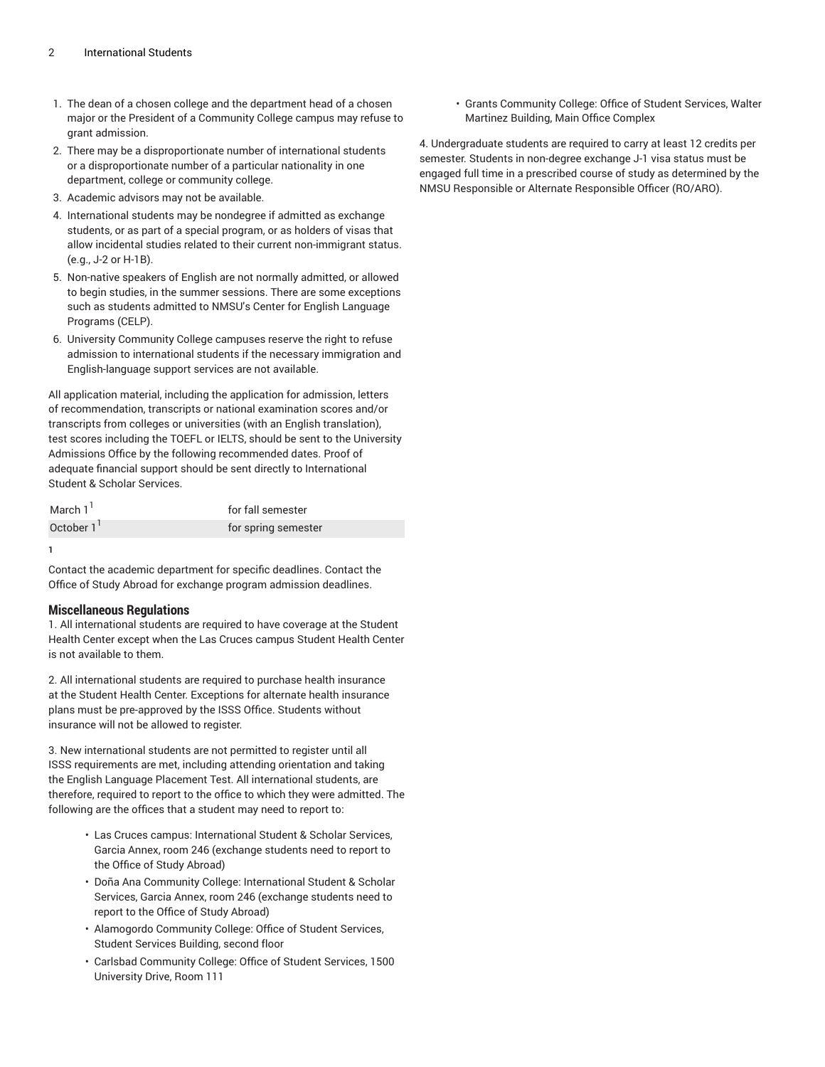1. The dean of a chosen college and the department head of a chosen major or the President of a Community College campus may refuse to grant admission.
2. There may be a disproportionate number of international students or a disproportionate number of a particular nationality in one department, college or community college.
3. Academic advisors may not be available.
4. International students may be nondegree if admitted as exchange students, or as part of a special program, or as holders of visas that allow incidental studies related to their current non-immigrant status. (e.g., J-2 or H-1B).
5. Non-native speakers of English are not normally admitted, or allowed to begin studies, in the summer sessions. There are some exceptions such as students admitted to NMSU's Center for English Language Programs (CELP).
6. University Community College campuses reserve the right to refuse admission to international students if the necessary immigration and English-language support services are not available.

All application material, including the application for admission, letters of recommendation, transcripts or national examination scores and/or transcripts from colleges or universities (with an English translation), test scores including the TOEFL or IELTS, should be sent to the University Admissions Office by the following recommended dates. Proof of adequate financial support should be sent directly to International Student & Scholar Services.

| | |
|---|---|
| March 1[1] | for fall semester |
| October 1[1] | for spring semester |

[1] Contact the academic department for specific deadlines. Contact the Office of Study Abroad for exchange program admission deadlines.

### Miscellaneous Regulations

1. All international students are required to have coverage at the Student Health Center except when the Las Cruces campus Student Health Center is not available to them.

2. All international students are required to purchase health insurance at the Student Health Center. Exceptions for alternate health insurance plans must be pre-approved by the ISSS Office. Students without insurance will not be allowed to register.

3. New international students are not permitted to register until all ISSS requirements are met, including attending orientation and taking the English Language Placement Test. All international students, are therefore, required to report to the office to which they were admitted. The following are the offices that a student may need to report to:

- Las Cruces campus: International Student & Scholar Services, Garcia Annex, room 246 (exchange students need to report to the Office of Study Abroad)
- Doña Ana Community College: International Student & Scholar Services, Garcia Annex, room 246 (exchange students need to report to the Office of Study Abroad)
- Alamogordo Community College: Office of Student Services, Student Services Building, second floor
- Carlsbad Community College: Office of Student Services, 1500 University Drive, Room 111
- Grants Community College: Office of Student Services, Walter Martinez Building, Main Office Complex

4. Undergraduate students are required to carry at least 12 credits per semester. Students in non-degree exchange J-1 visa status must be engaged full time in a prescribed course of study as determined by the NMSU Responsible or Alternate Responsible Officer (RO/ARO).